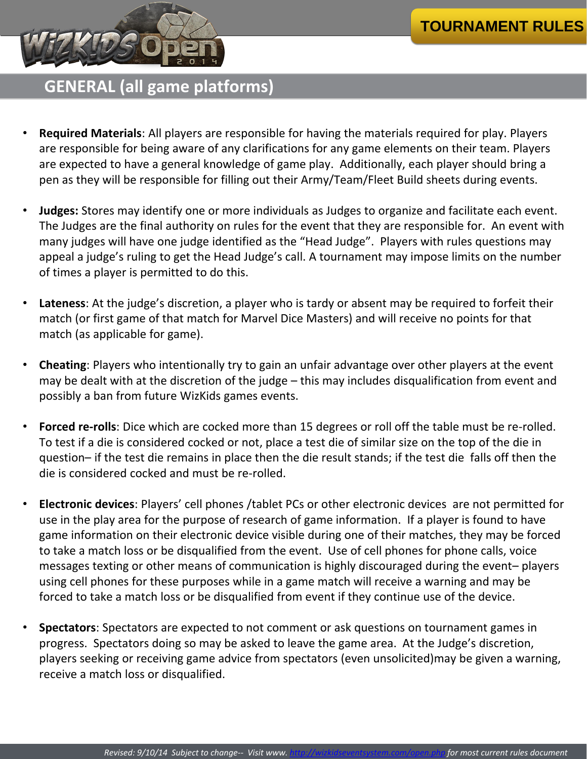# TOURNAMENT RULES

## GENERAL (all game platforms)

- **Required Materials**: All players are responsible for having the materials required for play. Players are responsible for being aware of any clarifications for any game elements on their team. Players are expected to have a general knowledge of game play. Additionally, each player should bring a pen as they will be responsible for filling out their Army/Team/Fleet Build sheets during events.

- **Judges:** Stores may identify one or more individuals as Judges to organize and facilitate each event. The Judges are the final authority on rules for the event that they are responsible for. An event with many judges will have one judge identified as the "Head Judge". Players with rules questions may appeal a judge's ruling to get the Head Judge's call. A tournament may impose limits on the number of times a player is permitted to do this.

- **Lateness**: At the judge's discretion, a player who is tardy or absent may be required to forfeit their match (or first game of that match for Marvel Dice Masters) and will receive no points for that match (as applicable for game).

- **Cheating**: Players who intentionally try to gain an unfair advantage over other players at the event may be dealt with at the discretion of the judge – this may includes disqualification from event and possibly a ban from future WizKids games events.

- **Forced re-rolls**: Dice which are cocked more than 15 degrees or roll off the table must be re-rolled. To test if a die is considered cocked or not, place a test die of similar size on the top of the die in question– if the test die remains in place then the die result stands; if the test die falls off then the die is considered cocked and must be re-rolled.

- **Electronic devices**: Players' cell phones /tablet PCs or other electronic devices are not permitted for use in the play area for the purpose of research of game information. If a player is found to have game information on their electronic device visible during one of their matches, they may be forced to take a match loss or be disqualified from the event. Use of cell phones for phone calls, voice messages texting or other means of communication is highly discouraged during the event– players using cell phones for these purposes while in a game match will receive a warning and may be forced to take a match loss or be disqualified from event if they continue use of the device.

- **Spectators**: Spectators are expected to not comment or ask questions on tournament games in progress. Spectators doing so may be asked to leave the game area. At the Judge's discretion, players seeking or receiving game advice from spectators (even unsolicited)may be given a warning, receive a match loss or disqualified.

*Revised: 9/10/14 Subject to change-- Visit www. http://wizkidseventsystem.com/open.php for most current rules document*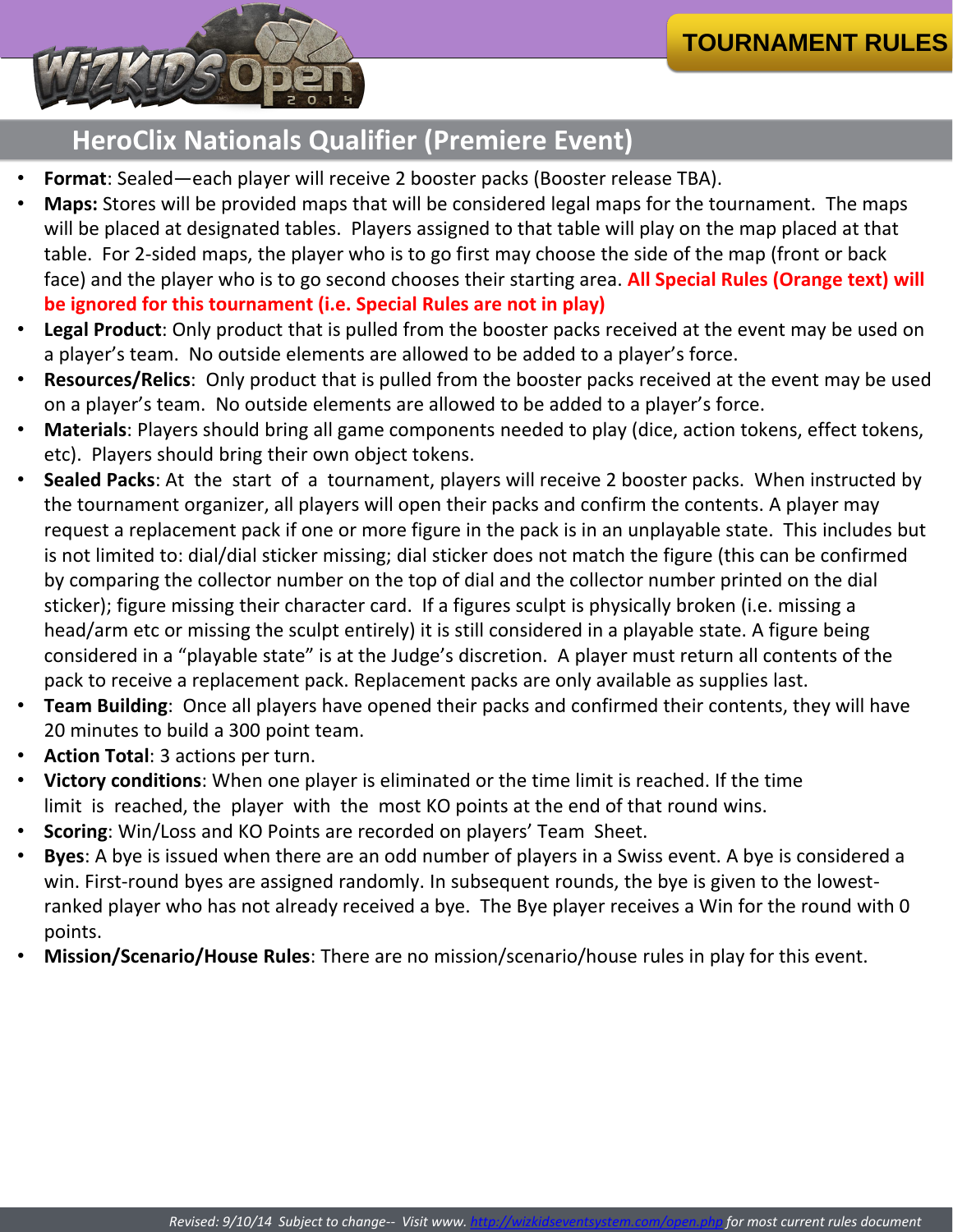# TOURNAMENT RULES

## HeroClix Nationals Qualifier (Premiere Event)

- **Format**: Sealed—each player will receive 2 booster packs (Booster release TBA).
- **Maps:** Stores will be provided maps that will be considered legal maps for the tournament. The maps will be placed at designated tables. Players assigned to that table will play on the map placed at that table. For 2-sided maps, the player who is to go first may choose the side of the map (front or back face) and the player who is to go second chooses their starting area. **All Special Rules (Orange text) will be ignored for this tournament (i.e. Special Rules are not in play)**
- **Legal Product**: Only product that is pulled from the booster packs received at the event may be used on a player's team. No outside elements are allowed to be added to a player's force.
- **Resources/Relics**: Only product that is pulled from the booster packs received at the event may be used on a player's team. No outside elements are allowed to be added to a player's force.
- **Materials**: Players should bring all game components needed to play (dice, action tokens, effect tokens, etc). Players should bring their own object tokens.
- **Sealed Packs**: At the start of a tournament, players will receive 2 booster packs. When instructed by the tournament organizer, all players will open their packs and confirm the contents. A player may request a replacement pack if one or more figure in the pack is in an unplayable state. This includes but is not limited to: dial/dial sticker missing; dial sticker does not match the figure (this can be confirmed by comparing the collector number on the top of dial and the collector number printed on the dial sticker); figure missing their character card. If a figures sculpt is physically broken (i.e. missing a head/arm etc or missing the sculpt entirely) it is still considered in a playable state. A figure being considered in a "playable state" is at the Judge's discretion. A player must return all contents of the pack to receive a replacement pack. Replacement packs are only available as supplies last.
- **Team Building**: Once all players have opened their packs and confirmed their contents, they will have 20 minutes to build a 300 point team.
- **Action Total**: 3 actions per turn.
- **Victory conditions**: When one player is eliminated or the time limit is reached. If the time limit is reached, the player with the most KO points at the end of that round wins.
- **Scoring**: Win/Loss and KO Points are recorded on players' Team Sheet.
- **Byes**: A bye is issued when there are an odd number of players in a Swiss event. A bye is considered a win. First-round byes are assigned randomly. In subsequent rounds, the bye is given to the lowest-ranked player who has not already received a bye. The Bye player receives a Win for the round with 0 points.
- **Mission/Scenario/House Rules**: There are no mission/scenario/house rules in play for this event.

*Revised: 9/10/14 Subject to change-- Visit www. http://wizkidseventsystem.com/open.php for most current rules document*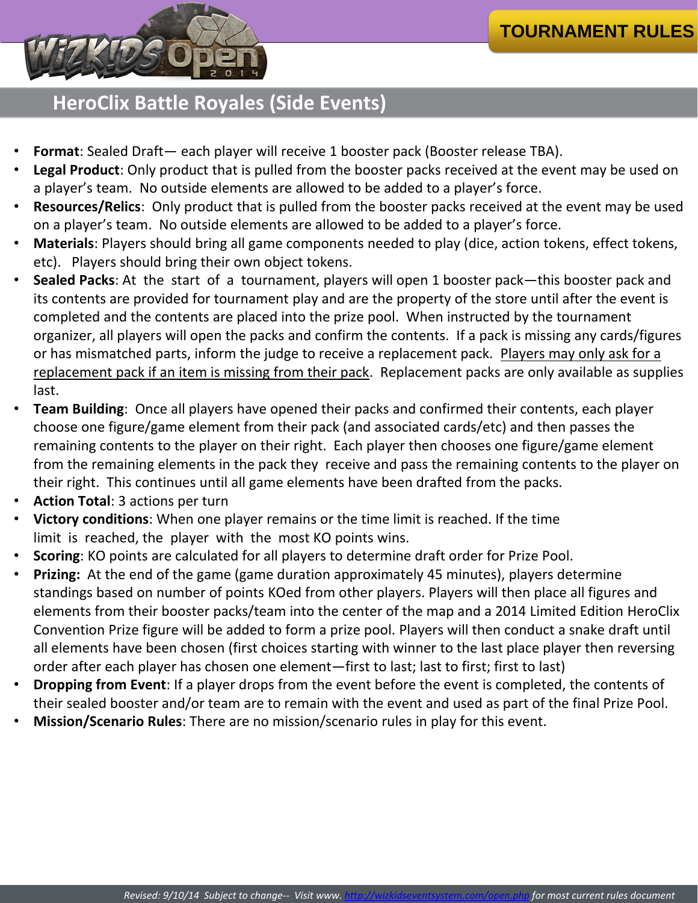## HeroClix Battle Royales (Side Events)

- **Format**: Sealed Draft— each player will receive 1 booster pack (Booster release TBA).
- **Legal Product**: Only product that is pulled from the booster packs received at the event may be used on a player's team. No outside elements are allowed to be added to a player's force.
- **Resources/Relics**: Only product that is pulled from the booster packs received at the event may be used on a player's team. No outside elements are allowed to be added to a player's force.
- **Materials**: Players should bring all game components needed to play (dice, action tokens, effect tokens, etc). Players should bring their own object tokens.
- **Sealed Packs**: At the start of a tournament, players will open 1 booster pack—this booster pack and its contents are provided for tournament play and are the property of the store until after the event is completed and the contents are placed into the prize pool. When instructed by the tournament organizer, all players will open the packs and confirm the contents. If a pack is missing any cards/figures or has mismatched parts, inform the judge to receive a replacement pack. <u>Players may only ask for a replacement pack if an item is missing from their pack</u>. Replacement packs are only available as supplies last.
- **Team Building**: Once all players have opened their packs and confirmed their contents, each player choose one figure/game element from their pack (and associated cards/etc) and then passes the remaining contents to the player on their right. Each player then chooses one figure/game element from the remaining elements in the pack they receive and pass the remaining contents to the player on their right. This continues until all game elements have been drafted from the packs.
- **Action Total**: 3 actions per turn
- **Victory conditions**: When one player remains or the time limit is reached. If the time limit is reached, the player with the most KO points wins.
- **Scoring**: KO points are calculated for all players to determine draft order for Prize Pool.
- **Prizing:** At the end of the game (game duration approximately 45 minutes), players determine standings based on number of points KOed from other players. Players will then place all figures and elements from their booster packs/team into the center of the map and a 2014 Limited Edition HeroClix Convention Prize figure will be added to form a prize pool. Players will then conduct a snake draft until all elements have been chosen (first choices starting with winner to the last place player then reversing order after each player has chosen one element—first to last; last to first; first to last)
- **Dropping from Event**: If a player drops from the event before the event is completed, the contents of their sealed booster and/or team are to remain with the event and used as part of the final Prize Pool.
- **Mission/Scenario Rules**: There are no mission/scenario rules in play for this event.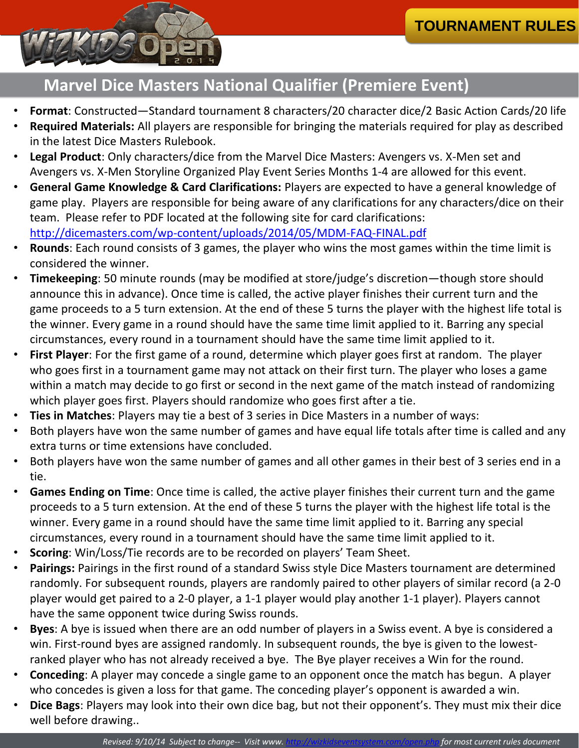TOURNAMENT RULES

## Marvel Dice Masters National Qualifier (Premiere Event)

- **Format**: Constructed—Standard tournament 8 characters/20 character dice/2 Basic Action Cards/20 life
- **Required Materials:** All players are responsible for bringing the materials required for play as described in the latest Dice Masters Rulebook.
- **Legal Product**: Only characters/dice from the Marvel Dice Masters: Avengers vs. X-Men set and Avengers vs. X-Men Storyline Organized Play Event Series Months 1-4 are allowed for this event.
- **General Game Knowledge & Card Clarifications:** Players are expected to have a general knowledge of game play. Players are responsible for being aware of any clarifications for any characters/dice on their team. Please refer to PDF located at the following site for card clarifications: http://dicemasters.com/wp-content/uploads/2014/05/MDM-FAQ-FINAL.pdf
- **Rounds**: Each round consists of 3 games, the player who wins the most games within the time limit is considered the winner.
- **Timekeeping**: 50 minute rounds (may be modified at store/judge's discretion—though store should announce this in advance). Once time is called, the active player finishes their current turn and the game proceeds to a 5 turn extension. At the end of these 5 turns the player with the highest life total is the winner. Every game in a round should have the same time limit applied to it. Barring any special circumstances, every round in a tournament should have the same time limit applied to it.
- **First Player**: For the first game of a round, determine which player goes first at random. The player who goes first in a tournament game may not attack on their first turn. The player who loses a game within a match may decide to go first or second in the next game of the match instead of randomizing which player goes first. Players should randomize who goes first after a tie.
- **Ties in Matches**: Players may tie a best of 3 series in Dice Masters in a number of ways:
- Both players have won the same number of games and have equal life totals after time is called and any extra turns or time extensions have concluded.
- Both players have won the same number of games and all other games in their best of 3 series end in a tie.
- **Games Ending on Time**: Once time is called, the active player finishes their current turn and the game proceeds to a 5 turn extension. At the end of these 5 turns the player with the highest life total is the winner. Every game in a round should have the same time limit applied to it. Barring any special circumstances, every round in a tournament should have the same time limit applied to it.
- **Scoring**: Win/Loss/Tie records are to be recorded on players' Team Sheet.
- **Pairings:** Pairings in the first round of a standard Swiss style Dice Masters tournament are determined randomly. For subsequent rounds, players are randomly paired to other players of similar record (a 2-0 player would get paired to a 2-0 player, a 1-1 player would play another 1-1 player). Players cannot have the same opponent twice during Swiss rounds.
- **Byes**: A bye is issued when there are an odd number of players in a Swiss event. A bye is considered a win. First-round byes are assigned randomly. In subsequent rounds, the bye is given to the lowest-ranked player who has not already received a bye. The Bye player receives a Win for the round.
- **Conceding**: A player may concede a single game to an opponent once the match has begun. A player who concedes is given a loss for that game. The conceding player's opponent is awarded a win.
- **Dice Bags**: Players may look into their own dice bag, but not their opponent's. They must mix their dice well before drawing..

*Revised: 9/10/14 Subject to change-- Visit www. http://wizkidseventsystem.com/open.php for most current rules document*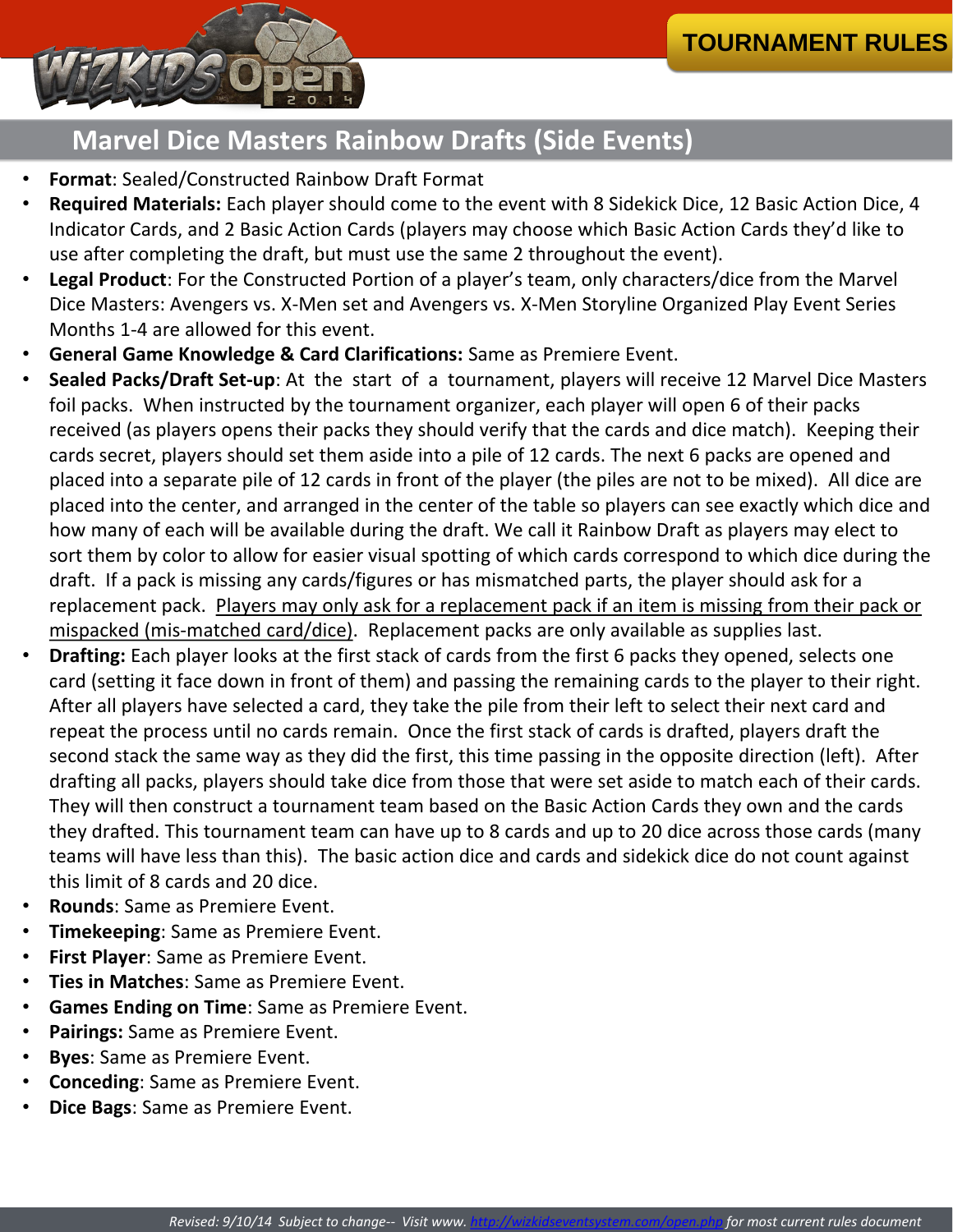## Marvel Dice Masters Rainbow Drafts (Side Events)

- **Format**: Sealed/Constructed Rainbow Draft Format
- **Required Materials:** Each player should come to the event with 8 Sidekick Dice, 12 Basic Action Dice, 4 Indicator Cards, and 2 Basic Action Cards (players may choose which Basic Action Cards they'd like to use after completing the draft, but must use the same 2 throughout the event).
- **Legal Product**: For the Constructed Portion of a player's team, only characters/dice from the Marvel Dice Masters: Avengers vs. X-Men set and Avengers vs. X-Men Storyline Organized Play Event Series Months 1-4 are allowed for this event.
- **General Game Knowledge & Card Clarifications:** Same as Premiere Event.
- **Sealed Packs/Draft Set-up**: At the start of a tournament, players will receive 12 Marvel Dice Masters foil packs. When instructed by the tournament organizer, each player will open 6 of their packs received (as players opens their packs they should verify that the cards and dice match). Keeping their cards secret, players should set them aside into a pile of 12 cards. The next 6 packs are opened and placed into a separate pile of 12 cards in front of the player (the piles are not to be mixed). All dice are placed into the center, and arranged in the center of the table so players can see exactly which dice and how many of each will be available during the draft. We call it Rainbow Draft as players may elect to sort them by color to allow for easier visual spotting of which cards correspond to which dice during the draft. If a pack is missing any cards/figures or has mismatched parts, the player should ask for a replacement pack. <u>Players may only ask for a replacement pack if an item is missing from their pack or mispacked (mis-matched card/dice)</u>. Replacement packs are only available as supplies last.
- **Drafting:** Each player looks at the first stack of cards from the first 6 packs they opened, selects one card (setting it face down in front of them) and passing the remaining cards to the player to their right. After all players have selected a card, they take the pile from their left to select their next card and repeat the process until no cards remain. Once the first stack of cards is drafted, players draft the second stack the same way as they did the first, this time passing in the opposite direction (left). After drafting all packs, players should take dice from those that were set aside to match each of their cards. They will then construct a tournament team based on the Basic Action Cards they own and the cards they drafted. This tournament team can have up to 8 cards and up to 20 dice across those cards (many teams will have less than this). The basic action dice and cards and sidekick dice do not count against this limit of 8 cards and 20 dice.
- **Rounds**: Same as Premiere Event.
- **Timekeeping**: Same as Premiere Event.
- **First Player**: Same as Premiere Event.
- **Ties in Matches**: Same as Premiere Event.
- **Games Ending on Time**: Same as Premiere Event.
- **Pairings:** Same as Premiere Event.
- **Byes**: Same as Premiere Event.
- **Conceding**: Same as Premiere Event.
- **Dice Bags**: Same as Premiere Event.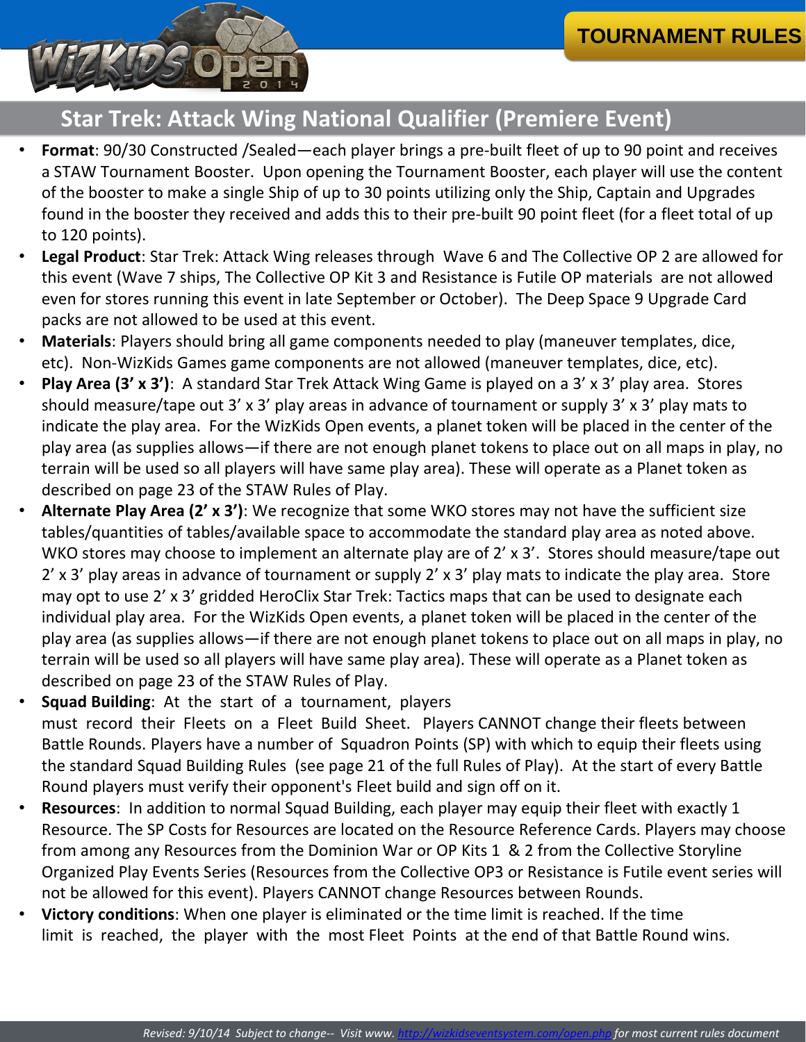TOURNAMENT RULES

## Star Trek: Attack Wing National Qualifier (Premiere Event)

- **Format**: 90/30 Constructed /Sealed—each player brings a pre-built fleet of up to 90 point and receives a STAW Tournament Booster. Upon opening the Tournament Booster, each player will use the content of the booster to make a single Ship of up to 30 points utilizing only the Ship, Captain and Upgrades found in the booster they received and adds this to their pre-built 90 point fleet (for a fleet total of up to 120 points).
- **Legal Product**: Star Trek: Attack Wing releases through Wave 6 and The Collective OP 2 are allowed for this event (Wave 7 ships, The Collective OP Kit 3 and Resistance is Futile OP materials are not allowed even for stores running this event in late September or October). The Deep Space 9 Upgrade Card packs are not allowed to be used at this event.
- **Materials**: Players should bring all game components needed to play (maneuver templates, dice, etc). Non-WizKids Games game components are not allowed (maneuver templates, dice, etc).
- **Play Area (3' x 3')**: A standard Star Trek Attack Wing Game is played on a 3' x 3' play area. Stores should measure/tape out 3' x 3' play areas in advance of tournament or supply 3' x 3' play mats to indicate the play area. For the WizKids Open events, a planet token will be placed in the center of the play area (as supplies allows—if there are not enough planet tokens to place out on all maps in play, no terrain will be used so all players will have same play area). These will operate as a Planet token as described on page 23 of the STAW Rules of Play.
- **Alternate Play Area (2' x 3')**: We recognize that some WKO stores may not have the sufficient size tables/quantities of tables/available space to accommodate the standard play area as noted above. WKO stores may choose to implement an alternate play are of 2' x 3'. Stores should measure/tape out 2' x 3' play areas in advance of tournament or supply 2' x 3' play mats to indicate the play area. Store may opt to use 2' x 3' gridded HeroClix Star Trek: Tactics maps that can be used to designate each individual play area. For the WizKids Open events, a planet token will be placed in the center of the play area (as supplies allows—if there are not enough planet tokens to place out on all maps in play, no terrain will be used so all players will have same play area). These will operate as a Planet token as described on page 23 of the STAW Rules of Play.
- **Squad Building**: At the start of a tournament, players must record their Fleets on a Fleet Build Sheet. Players CANNOT change their fleets between Battle Rounds. Players have a number of Squadron Points (SP) with which to equip their fleets using the standard Squad Building Rules (see page 21 of the full Rules of Play). At the start of every Battle Round players must verify their opponent's Fleet build and sign off on it.
- **Resources**: In addition to normal Squad Building, each player may equip their fleet with exactly 1 Resource. The SP Costs for Resources are located on the Resource Reference Cards. Players may choose from among any Resources from the Dominion War or OP Kits 1 & 2 from the Collective Storyline Organized Play Events Series (Resources from the Collective OP3 or Resistance is Futile event series will not be allowed for this event). Players CANNOT change Resources between Rounds.
- **Victory conditions**: When one player is eliminated or the time limit is reached. If the time limit is reached, the player with the most Fleet Points at the end of that Battle Round wins.

*Revised: 9/10/14 Subject to change-- Visit www. http://wizkidseventsystem.com/open.php for most current rules document*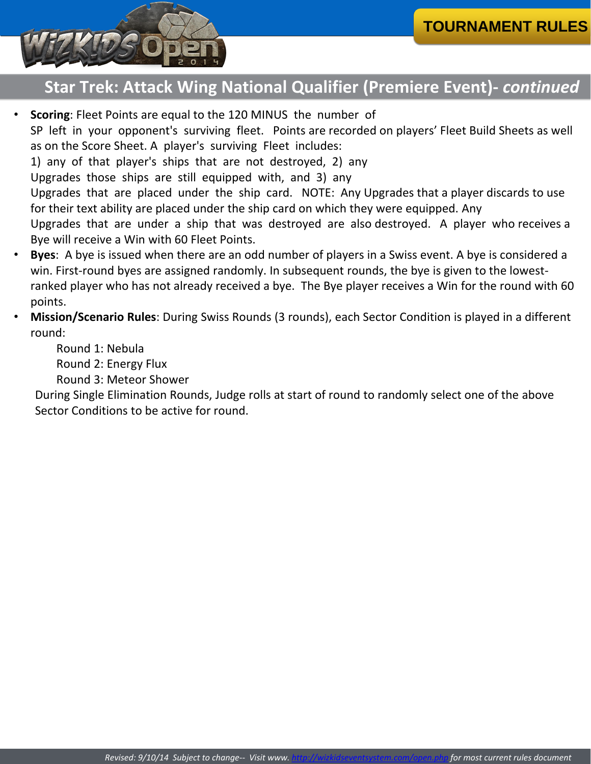## Star Trek: Attack Wing National Qualifier (Premiere Event)- *continued*

- **Scoring**: Fleet Points are equal to the 120 MINUS the number of SP left in your opponent's surviving fleet. Points are recorded on players' Fleet Build Sheets as well as on the Score Sheet. A player's surviving Fleet includes: 1) any of that player's ships that are not destroyed, 2) any Upgrades those ships are still equipped with, and 3) any Upgrades that are placed under the ship card. NOTE: Any Upgrades that a player discards to use for their text ability are placed under the ship card on which they were equipped. Any Upgrades that are under a ship that was destroyed are also destroyed. A player who receives a Bye will receive a Win with 60 Fleet Points.
- **Byes**: A bye is issued when there are an odd number of players in a Swiss event. A bye is considered a win. First-round byes are assigned randomly. In subsequent rounds, the bye is given to the lowest-ranked player who has not already received a bye. The Bye player receives a Win for the round with 60 points.
- **Mission/Scenario Rules**: During Swiss Rounds (3 rounds), each Sector Condition is played in a different round:

  Round 1: Nebula
  Round 2: Energy Flux
  Round 3: Meteor Shower

  During Single Elimination Rounds, Judge rolls at start of round to randomly select one of the above Sector Conditions to be active for round.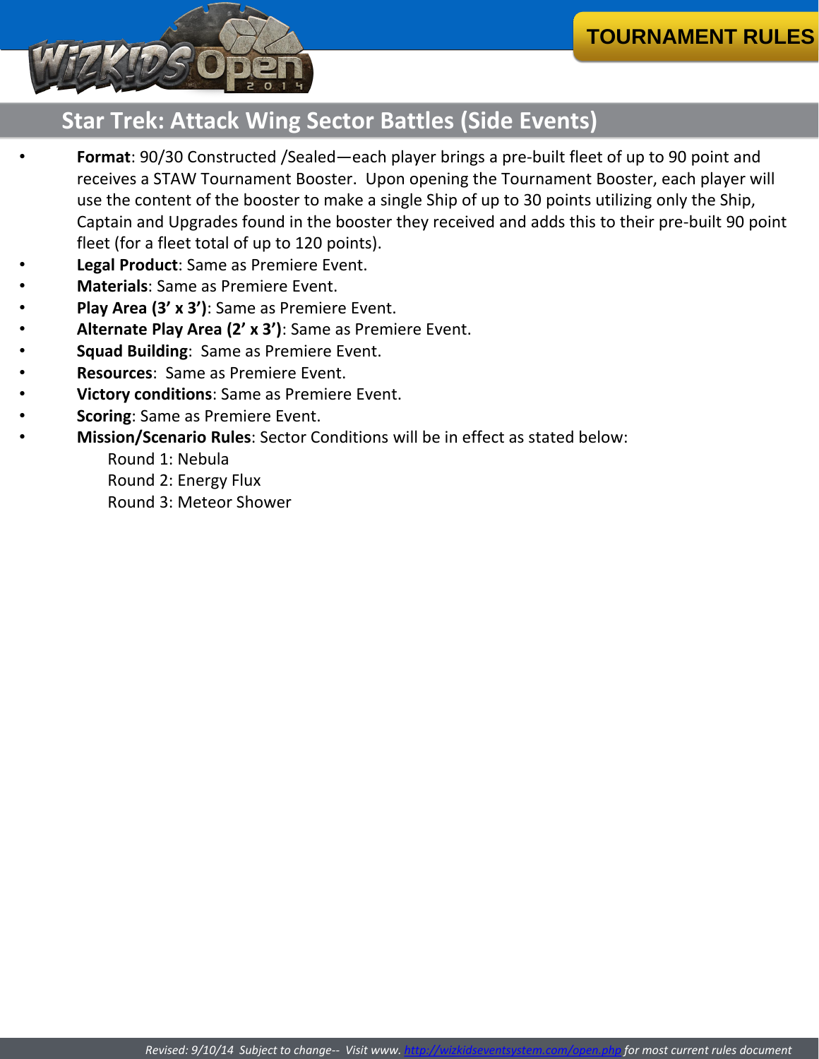## Star Trek: Attack Wing Sector Battles (Side Events)

- **Format**: 90/30 Constructed /Sealed—each player brings a pre-built fleet of up to 90 point and receives a STAW Tournament Booster. Upon opening the Tournament Booster, each player will use the content of the booster to make a single Ship of up to 30 points utilizing only the Ship, Captain and Upgrades found in the booster they received and adds this to their pre-built 90 point fleet (for a fleet total of up to 120 points).
- **Legal Product**: Same as Premiere Event.
- **Materials**: Same as Premiere Event.
- **Play Area (3' x 3')**: Same as Premiere Event.
- **Alternate Play Area (2' x 3')**: Same as Premiere Event.
- **Squad Building**: Same as Premiere Event.
- **Resources**: Same as Premiere Event.
- **Victory conditions**: Same as Premiere Event.
- **Scoring**: Same as Premiere Event.
- **Mission/Scenario Rules**: Sector Conditions will be in effect as stated below:
  - Round 1: Nebula
  - Round 2: Energy Flux
  - Round 3: Meteor Shower